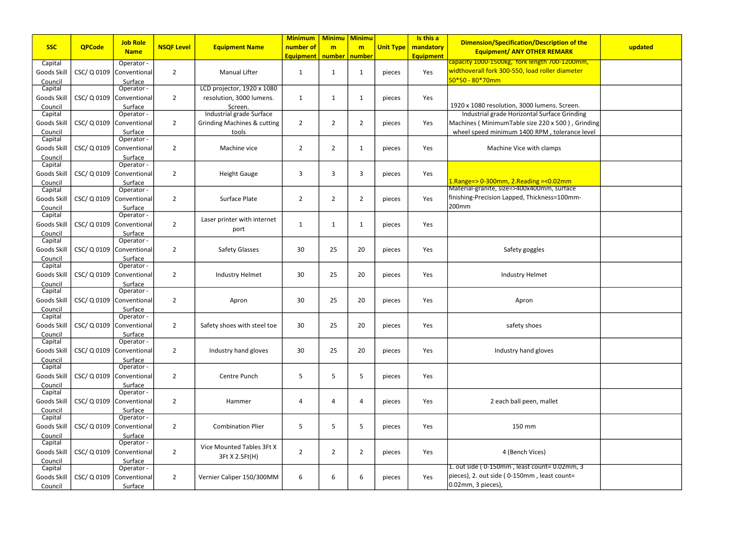| SSC | QPCode | Job Role Name | NSQF Level | Equipment Name | Minimum number of Equipment | Minimum number | Minimum number | Unit Type | Is this a mandatory Equipment | Dimension/Specification/Description of the Equipment/ ANY OTHER REMARK | updated |
|---|---|---|---|---|---|---|---|---|---|---|---|
| Capital Goods Skill Council | CSC/ Q 0109 | Operator - Conventional Surface | 2 | Manual Lifter | 1 | 1 | 1 | pieces | Yes | capacity 1000-1500kg, fork length 700-1200mm, widthoverall fork 300-550, load roller diameter 50*50 - 80*70mm | |
| Capital Goods Skill Council | CSC/ Q 0109 | Operator - Conventional Surface | 2 | LCD projector, 1920 x 1080 resolution, 3000 lumens. Screen. | 1 | 1 | 1 | pieces | Yes | 1920 x 1080 resolution, 3000 lumens. Screen. | |
| Capital Goods Skill Council | CSC/ Q 0109 | Operator - Conventional Surface | 2 | Industrial grade Surface Grinding Machines & cutting tools | 2 | 2 | 2 | pieces | Yes | Industrial grade Horizontal Surface Grinding Machines ( MinimumTable size 220 x 500 ) , Grinding wheel speed minimum 1400 RPM , tolerance level | |
| Capital Goods Skill Council | CSC/ Q 0109 | Operator - Conventional Surface | 2 | Machine vice | 2 | 2 | 1 | pieces | Yes | Machine Vice with clamps | |
| Capital Goods Skill Council | CSC/ Q 0109 | Operator - Conventional Surface | 2 | Height Gauge | 3 | 3 | 3 | pieces | Yes | 1.Range=> 0-300mm, 2.Reading =<0.02mm | |
| Capital Goods Skill Council | CSC/ Q 0109 | Operator - Conventional Surface | 2 | Surface Plate | 2 | 2 | 2 | pieces | Yes | Material-granite, size=>400x400mm, surface finishing-Precision Lapped, Thickness=100mm-200mm | |
| Capital Goods Skill Council | CSC/ Q 0109 | Operator - Conventional Surface | 2 | Laser printer with internet port | 1 | 1 | 1 | pieces | Yes | | |
| Capital Goods Skill Council | CSC/ Q 0109 | Operator - Conventional Surface | 2 | Safety Glasses | 30 | 25 | 20 | pieces | Yes | Safety goggles | |
| Capital Goods Skill Council | CSC/ Q 0109 | Operator - Conventional Surface | 2 | Industry Helmet | 30 | 25 | 20 | pieces | Yes | Industry Helmet | |
| Capital Goods Skill Council | CSC/ Q 0109 | Operator - Conventional Surface | 2 | Apron | 30 | 25 | 20 | pieces | Yes | Apron | |
| Capital Goods Skill Council | CSC/ Q 0109 | Operator - Conventional Surface | 2 | Safety shoes with steel toe | 30 | 25 | 20 | pieces | Yes | safety shoes | |
| Capital Goods Skill Council | CSC/ Q 0109 | Operator - Conventional Surface | 2 | Industry hand gloves | 30 | 25 | 20 | pieces | Yes | Industry hand gloves | |
| Capital Goods Skill Council | CSC/ Q 0109 | Operator - Conventional Surface | 2 | Centre Punch | 5 | 5 | 5 | pieces | Yes | | |
| Capital Goods Skill Council | CSC/ Q 0109 | Operator - Conventional Surface | 2 | Hammer | 4 | 4 | 4 | pieces | Yes | 2 each ball peen, mallet | |
| Capital Goods Skill Council | CSC/ Q 0109 | Operator - Conventional Surface | 2 | Combination Plier | 5 | 5 | 5 | pieces | Yes | 150 mm | |
| Capital Goods Skill Council | CSC/ Q 0109 | Operator - Conventional Surface | 2 | Vice Mounted Tables 3Ft X 3Ft X 2.5Ft(H) | 2 | 2 | 2 | pieces | Yes | 4 (Bench Vices) | |
| Capital Goods Skill Council | CSC/ Q 0109 | Operator - Conventional Surface | 2 | Vernier Caliper 150/300MM | 6 | 6 | 6 | pieces | Yes | 1. out side ( 0-150mm , least count= 0.02mm, 3 pieces), 2. out side ( 0-150mm , least count= 0.02mm, 3 pieces), | |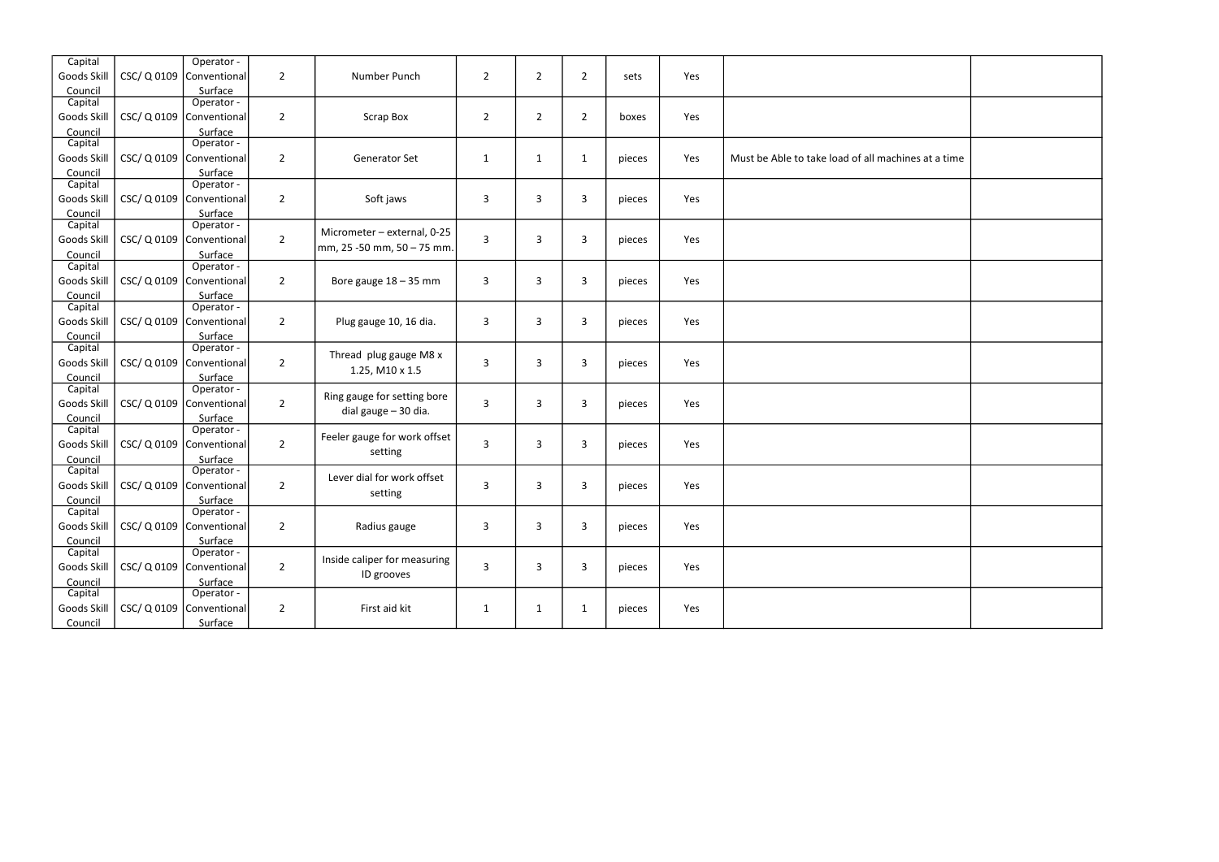| | | | | | | | | | | | |
|---|---|---|---|---|---|---|---|---|---|---|---|
| Capital Goods Skill Council | CSC/ Q 0109 | Operator - Conventional Surface | 2 | Number Punch | 2 | 2 | 2 | sets | Yes | | |
| Capital Goods Skill Council | CSC/ Q 0109 | Operator - Conventional Surface | 2 | Scrap Box | 2 | 2 | 2 | boxes | Yes | | |
| Capital Goods Skill Council | CSC/ Q 0109 | Operator - Conventional Surface | 2 | Generator Set | 1 | 1 | 1 | pieces | Yes | Must be Able to take load of all machines at a time | |
| Capital Goods Skill Council | CSC/ Q 0109 | Operator - Conventional Surface | 2 | Soft jaws | 3 | 3 | 3 | pieces | Yes | | |
| Capital Goods Skill Council | CSC/ Q 0109 | Operator - Conventional Surface | 2 | Micrometer – external, 0-25 mm, 25 -50 mm, 50 – 75 mm. | 3 | 3 | 3 | pieces | Yes | | |
| Capital Goods Skill Council | CSC/ Q 0109 | Operator - Conventional Surface | 2 | Bore gauge 18 – 35 mm | 3 | 3 | 3 | pieces | Yes | | |
| Capital Goods Skill Council | CSC/ Q 0109 | Operator - Conventional Surface | 2 | Plug gauge 10, 16 dia. | 3 | 3 | 3 | pieces | Yes | | |
| Capital Goods Skill Council | CSC/ Q 0109 | Operator - Conventional Surface | 2 | Thread plug gauge M8 x 1.25, M10 x 1.5 | 3 | 3 | 3 | pieces | Yes | | |
| Capital Goods Skill Council | CSC/ Q 0109 | Operator - Conventional Surface | 2 | Ring gauge for setting bore dial gauge – 30 dia. | 3 | 3 | 3 | pieces | Yes | | |
| Capital Goods Skill Council | CSC/ Q 0109 | Operator - Conventional Surface | 2 | Feeler gauge for work offset setting | 3 | 3 | 3 | pieces | Yes | | |
| Capital Goods Skill Council | CSC/ Q 0109 | Operator - Conventional Surface | 2 | Lever dial for work offset setting | 3 | 3 | 3 | pieces | Yes | | |
| Capital Goods Skill Council | CSC/ Q 0109 | Operator - Conventional Surface | 2 | Radius gauge | 3 | 3 | 3 | pieces | Yes | | |
| Capital Goods Skill Council | CSC/ Q 0109 | Operator - Conventional Surface | 2 | Inside caliper for measuring ID grooves | 3 | 3 | 3 | pieces | Yes | | |
| Capital Goods Skill Council | CSC/ Q 0109 | Operator - Conventional Surface | 2 | First aid kit | 1 | 1 | 1 | pieces | Yes | | |